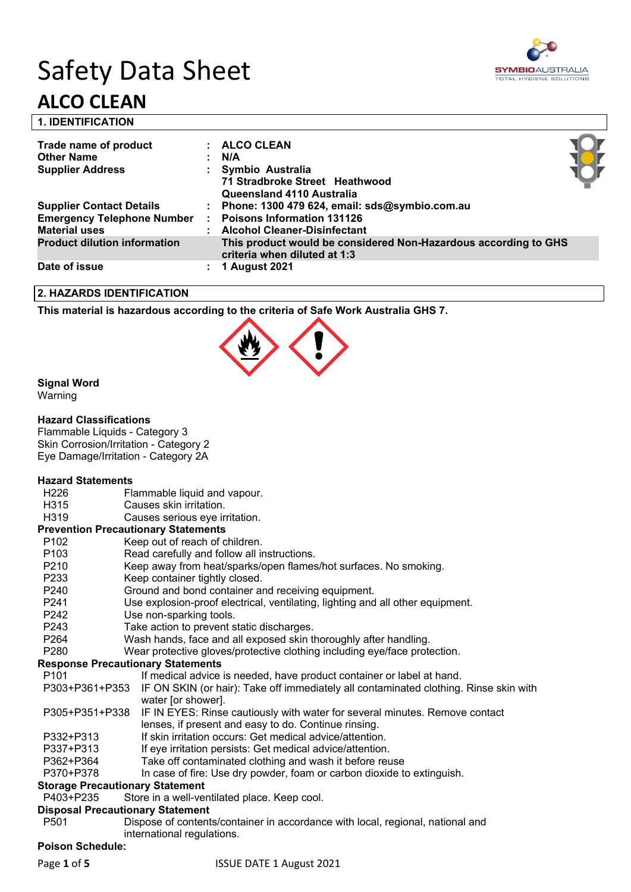# Safety Data Sheet

# ALCO CLEAN

## 1. IDENTIFICATION

| | | |
|---|---|---|
| **Trade name of product** | : | **ALCO CLEAN** |
| **Other Name** | : | **N/A** |
| **Supplier Address** | : | **Symbio Australia**<br>**71 Stradbroke Street Heathwood**<br>**Queensland 4110 Australia** |
| **Supplier Contact Details** | : | **Phone: 1300 479 624, email: sds@symbio.com.au** |
| **Emergency Telephone Number** | : | **Poisons Information 131126** |
| **Material uses** | : | **Alcohol Cleaner-Disinfectant** |
| **Product dilution information** | | **This product would be considered Non-Hazardous according to GHS criteria when diluted at 1:3** |
| **Date of issue** | : | **1 August 2021** |

## 2. HAZARDS IDENTIFICATION

**This material is hazardous according to the criteria of Safe Work Australia GHS 7.**

**Signal Word**

Warning

**Hazard Classifications**

Flammable Liquids - Category 3
Skin Corrosion/Irritation - Category 2
Eye Damage/Irritation - Category 2A

**Hazard Statements**

| | |
|---|---|
| H226 | Flammable liquid and vapour. |
| H315 | Causes skin irritation. |
| H319 | Causes serious eye irritation. |

**Prevention Precautionary Statements**

| | |
|---|---|
| P102 | Keep out of reach of children. |
| P103 | Read carefully and follow all instructions. |
| P210 | Keep away from heat/sparks/open flames/hot surfaces. No smoking. |
| P233 | Keep container tightly closed. |
| P240 | Ground and bond container and receiving equipment. |
| P241 | Use explosion-proof electrical, ventilating, lighting and all other equipment. |
| P242 | Use non-sparking tools. |
| P243 | Take action to prevent static discharges. |
| P264 | Wash hands, face and all exposed skin thoroughly after handling. |
| P280 | Wear protective gloves/protective clothing including eye/face protection. |

**Response Precautionary Statements**

| | |
|---|---|
| P101 | If medical advice is needed, have product container or label at hand. |
| P303+P361+P353 | IF ON SKIN (or hair): Take off immediately all contaminated clothing. Rinse skin with water [or shower]. |
| P305+P351+P338 | IF IN EYES: Rinse cautiously with water for several minutes. Remove contact lenses, if present and easy to do. Continue rinsing. |
| P332+P313 | If skin irritation occurs: Get medical advice/attention. |
| P337+P313 | If eye irritation persists: Get medical advice/attention. |
| P362+P364 | Take off contaminated clothing and wash it before reuse |
| P370+P378 | In case of fire: Use dry powder, foam or carbon dioxide to extinguish. |

**Storage Precautionary Statement**

| | |
|---|---|
| P403+P235 | Store in a well-ventilated place. Keep cool. |

**Disposal Precautionary Statement**

| | |
|---|---|
| P501 | Dispose of contents/container in accordance with local, regional, national and international regulations. |

**Poison Schedule:**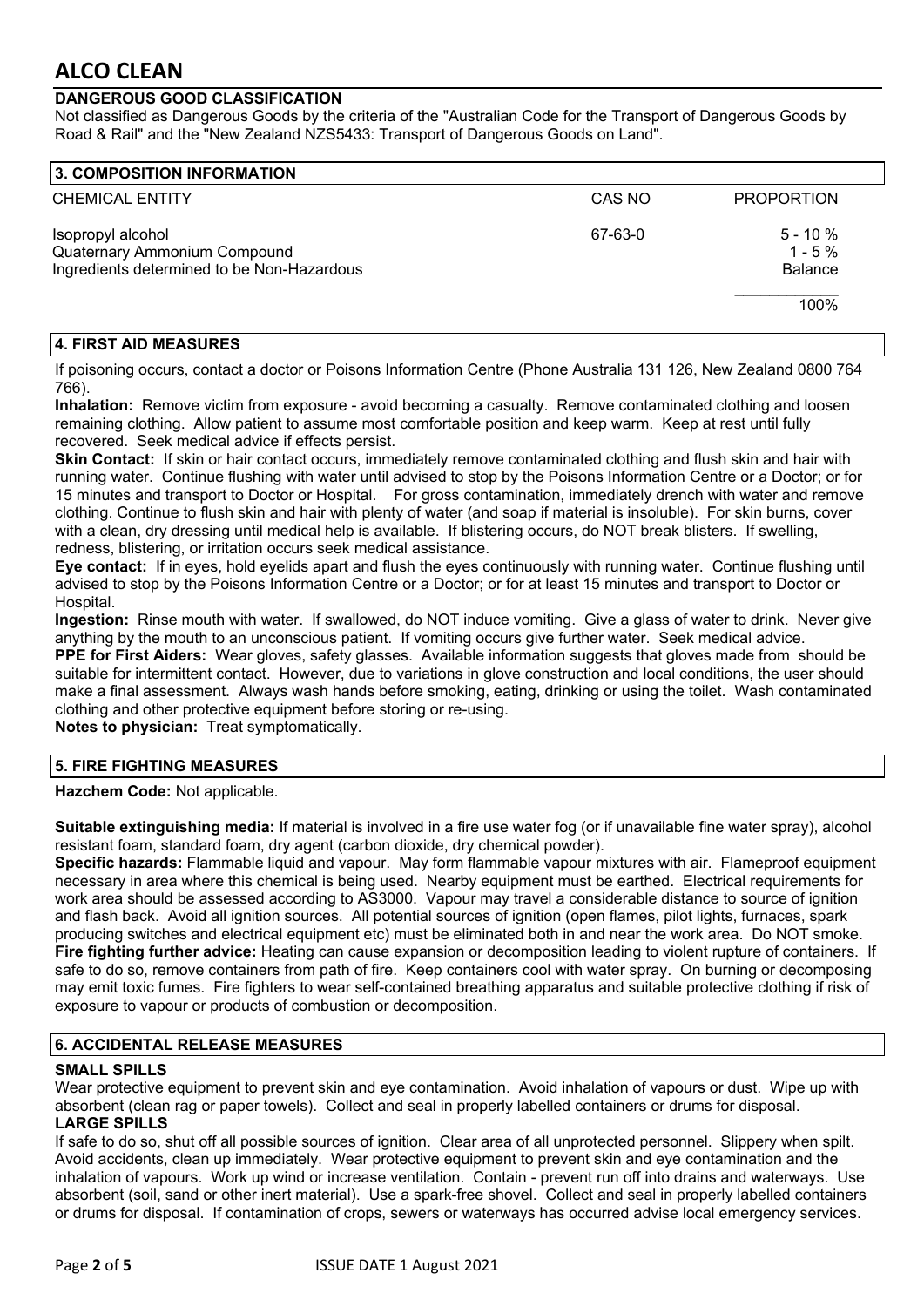# ALCO CLEAN

## DANGEROUS GOOD CLASSIFICATION

Not classified as Dangerous Goods by the criteria of the "Australian Code for the Transport of Dangerous Goods by Road & Rail" and the "New Zealand NZS5433: Transport of Dangerous Goods on Land".

## 3. COMPOSITION INFORMATION

| CHEMICAL ENTITY | CAS NO | PROPORTION |
|---|---|---|
| Isopropyl alcohol | 67-63-0 | 5 - 10 % |
| Quaternary Ammonium Compound | | 1 - 5 % |
| Ingredients determined to be Non-Hazardous | | Balance |
| | | 100% |

## 4. FIRST AID MEASURES

If poisoning occurs, contact a doctor or Poisons Information Centre (Phone Australia 131 126, New Zealand 0800 764 766).

**Inhalation:** Remove victim from exposure - avoid becoming a casualty. Remove contaminated clothing and loosen remaining clothing. Allow patient to assume most comfortable position and keep warm. Keep at rest until fully recovered. Seek medical advice if effects persist.

**Skin Contact:** If skin or hair contact occurs, immediately remove contaminated clothing and flush skin and hair with running water. Continue flushing with water until advised to stop by the Poisons Information Centre or a Doctor; or for 15 minutes and transport to Doctor or Hospital. For gross contamination, immediately drench with water and remove clothing. Continue to flush skin and hair with plenty of water (and soap if material is insoluble). For skin burns, cover with a clean, dry dressing until medical help is available. If blistering occurs, do NOT break blisters. If swelling, redness, blistering, or irritation occurs seek medical assistance.

**Eye contact:** If in eyes, hold eyelids apart and flush the eyes continuously with running water. Continue flushing until advised to stop by the Poisons Information Centre or a Doctor; or for at least 15 minutes and transport to Doctor or Hospital.

**Ingestion:** Rinse mouth with water. If swallowed, do NOT induce vomiting. Give a glass of water to drink. Never give anything by the mouth to an unconscious patient. If vomiting occurs give further water. Seek medical advice.

**PPE for First Aiders:** Wear gloves, safety glasses. Available information suggests that gloves made from should be suitable for intermittent contact. However, due to variations in glove construction and local conditions, the user should make a final assessment. Always wash hands before smoking, eating, drinking or using the toilet. Wash contaminated clothing and other protective equipment before storing or re-using.

**Notes to physician:** Treat symptomatically.

## 5. FIRE FIGHTING MEASURES

**Hazchem Code:** Not applicable.

**Suitable extinguishing media:** If material is involved in a fire use water fog (or if unavailable fine water spray), alcohol resistant foam, standard foam, dry agent (carbon dioxide, dry chemical powder).

**Specific hazards:** Flammable liquid and vapour. May form flammable vapour mixtures with air. Flameproof equipment necessary in area where this chemical is being used. Nearby equipment must be earthed. Electrical requirements for work area should be assessed according to AS3000. Vapour may travel a considerable distance to source of ignition and flash back. Avoid all ignition sources. All potential sources of ignition (open flames, pilot lights, furnaces, spark producing switches and electrical equipment etc) must be eliminated both in and near the work area. Do NOT smoke.

**Fire fighting further advice:** Heating can cause expansion or decomposition leading to violent rupture of containers. If safe to do so, remove containers from path of fire. Keep containers cool with water spray. On burning or decomposing may emit toxic fumes. Fire fighters to wear self-contained breathing apparatus and suitable protective clothing if risk of exposure to vapour or products of combustion or decomposition.

## 6. ACCIDENTAL RELEASE MEASURES

### SMALL SPILLS

Wear protective equipment to prevent skin and eye contamination. Avoid inhalation of vapours or dust. Wipe up with absorbent (clean rag or paper towels). Collect and seal in properly labelled containers or drums for disposal.

### LARGE SPILLS

If safe to do so, shut off all possible sources of ignition. Clear area of all unprotected personnel. Slippery when spilt. Avoid accidents, clean up immediately. Wear protective equipment to prevent skin and eye contamination and the inhalation of vapours. Work up wind or increase ventilation. Contain - prevent run off into drains and waterways. Use absorbent (soil, sand or other inert material). Use a spark-free shovel. Collect and seal in properly labelled containers or drums for disposal. If contamination of crops, sewers or waterways has occurred advise local emergency services.

ISSUE DATE 1 August 2021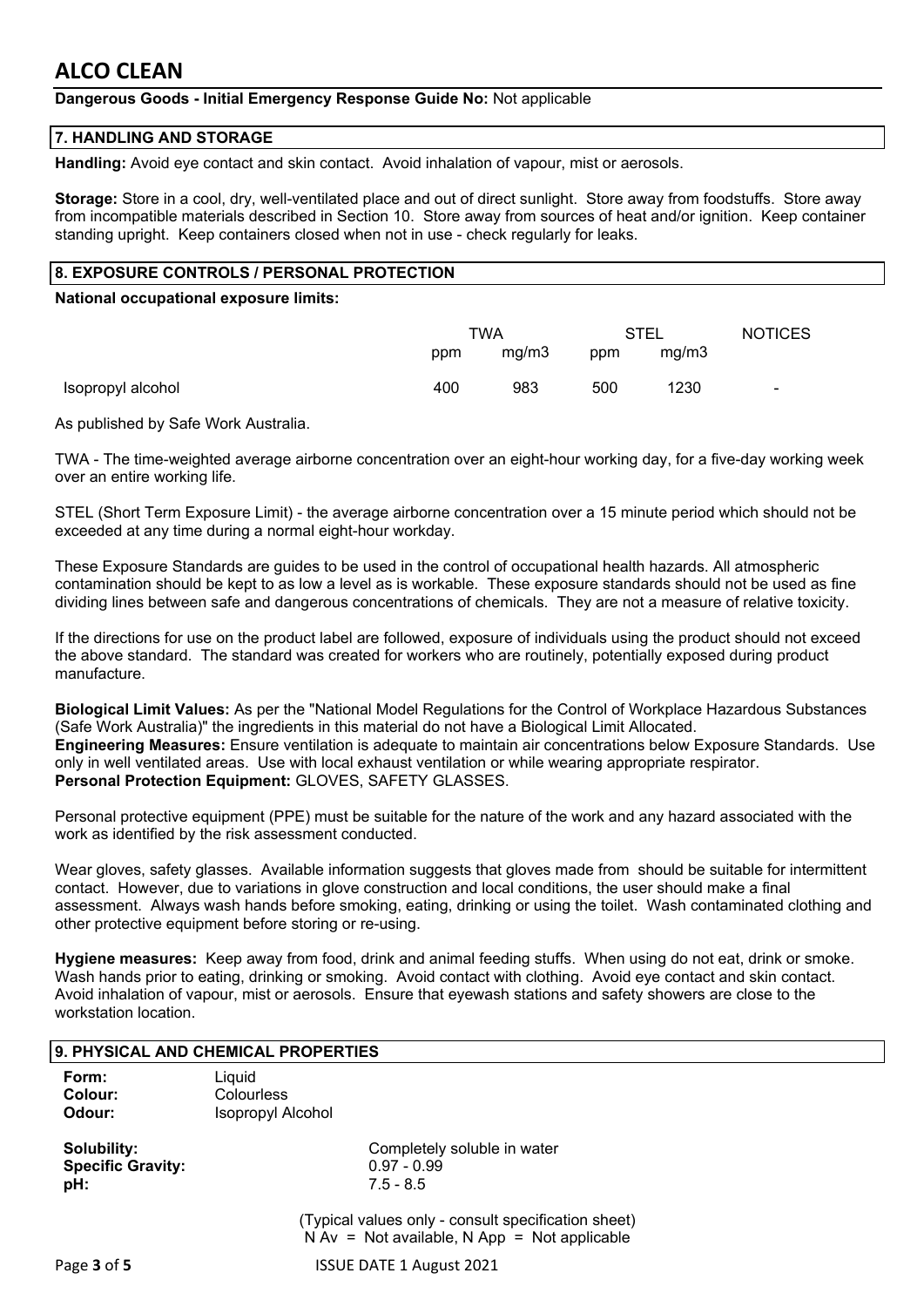**Dangerous Goods - Initial Emergency Response Guide No:** Not applicable

## 7. HANDLING AND STORAGE

**Handling:** Avoid eye contact and skin contact. Avoid inhalation of vapour, mist or aerosols.

**Storage:** Store in a cool, dry, well-ventilated place and out of direct sunlight. Store away from foodstuffs. Store away from incompatible materials described in Section 10. Store away from sources of heat and/or ignition. Keep container standing upright. Keep containers closed when not in use - check regularly for leaks.

## 8. EXPOSURE CONTROLS / PERSONAL PROTECTION

**National occupational exposure limits:**

| | TWA | | STEL | | NOTICES |
|---|---|---|---|---|---|
| | ppm | mg/m3 | ppm | mg/m3 | |
| Isopropyl alcohol | 400 | 983 | 500 | 1230 | - |

As published by Safe Work Australia.

TWA - The time-weighted average airborne concentration over an eight-hour working day, for a five-day working week over an entire working life.

STEL (Short Term Exposure Limit) - the average airborne concentration over a 15 minute period which should not be exceeded at any time during a normal eight-hour workday.

These Exposure Standards are guides to be used in the control of occupational health hazards. All atmospheric contamination should be kept to as low a level as is workable. These exposure standards should not be used as fine dividing lines between safe and dangerous concentrations of chemicals. They are not a measure of relative toxicity.

If the directions for use on the product label are followed, exposure of individuals using the product should not exceed the above standard. The standard was created for workers who are routinely, potentially exposed during product manufacture.

**Biological Limit Values:** As per the "National Model Regulations for the Control of Workplace Hazardous Substances (Safe Work Australia)" the ingredients in this material do not have a Biological Limit Allocated.
**Engineering Measures:** Ensure ventilation is adequate to maintain air concentrations below Exposure Standards. Use only in well ventilated areas. Use with local exhaust ventilation or while wearing appropriate respirator.
**Personal Protection Equipment:** GLOVES, SAFETY GLASSES.

Personal protective equipment (PPE) must be suitable for the nature of the work and any hazard associated with the work as identified by the risk assessment conducted.

Wear gloves, safety glasses. Available information suggests that gloves made from should be suitable for intermittent contact. However, due to variations in glove construction and local conditions, the user should make a final assessment. Always wash hands before smoking, eating, drinking or using the toilet. Wash contaminated clothing and other protective equipment before storing or re-using.

**Hygiene measures:** Keep away from food, drink and animal feeding stuffs. When using do not eat, drink or smoke. Wash hands prior to eating, drinking or smoking. Avoid contact with clothing. Avoid eye contact and skin contact. Avoid inhalation of vapour, mist or aerosols. Ensure that eyewash stations and safety showers are close to the workstation location.

## 9. PHYSICAL AND CHEMICAL PROPERTIES

**Form:** Liquid
**Colour:** Colourless
**Odour:** Isopropyl Alcohol

**Solubility:** Completely soluble in water
**Specific Gravity:** 0.97 - 0.99
**pH:** 7.5 - 8.5

(Typical values only - consult specification sheet)
N Av = Not available, N App = Not applicable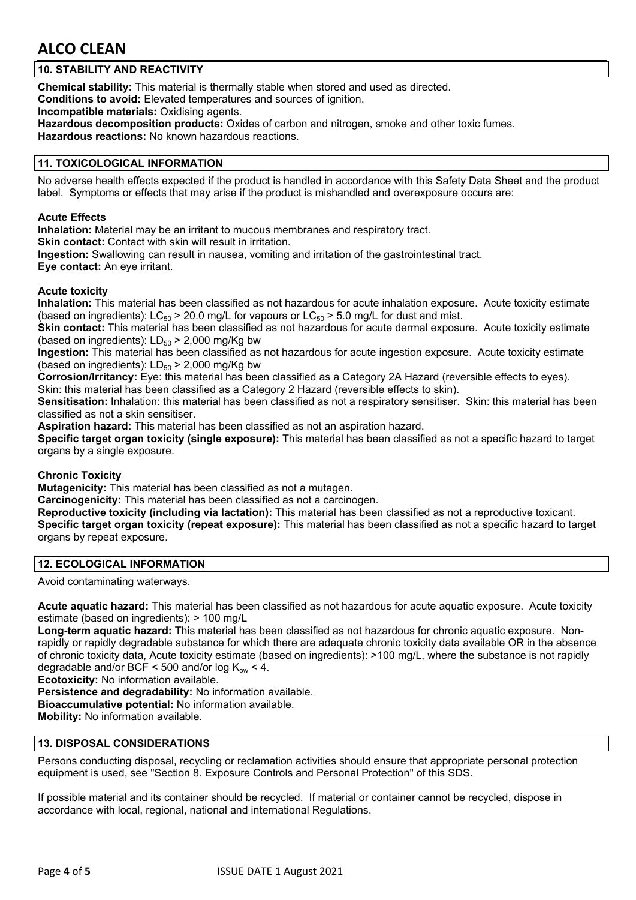## 10. STABILITY AND REACTIVITY

**Chemical stability:** This material is thermally stable when stored and used as directed.
**Conditions to avoid:** Elevated temperatures and sources of ignition.
**Incompatible materials:** Oxidising agents.
**Hazardous decomposition products:** Oxides of carbon and nitrogen, smoke and other toxic fumes.
**Hazardous reactions:** No known hazardous reactions.

## 11. TOXICOLOGICAL INFORMATION

No adverse health effects expected if the product is handled in accordance with this Safety Data Sheet and the product label. Symptoms or effects that may arise if the product is mishandled and overexposure occurs are:

### Acute Effects

**Inhalation:** Material may be an irritant to mucous membranes and respiratory tract.
**Skin contact:** Contact with skin will result in irritation.
**Ingestion:** Swallowing can result in nausea, vomiting and irritation of the gastrointestinal tract.
**Eye contact:** An eye irritant.

### Acute toxicity

**Inhalation:** This material has been classified as not hazardous for acute inhalation exposure. Acute toxicity estimate (based on ingredients): $LC_{50}$ > 20.0 mg/L for vapours or $LC_{50}$ > 5.0 mg/L for dust and mist.
**Skin contact:** This material has been classified as not hazardous for acute dermal exposure. Acute toxicity estimate (based on ingredients): $LD_{50}$ > 2,000 mg/Kg bw
**Ingestion:** This material has been classified as not hazardous for acute ingestion exposure. Acute toxicity estimate (based on ingredients): $LD_{50}$ > 2,000 mg/Kg bw
**Corrosion/Irritancy:** Eye: this material has been classified as a Category 2A Hazard (reversible effects to eyes). Skin: this material has been classified as a Category 2 Hazard (reversible effects to skin).
**Sensitisation:** Inhalation: this material has been classified as not a respiratory sensitiser. Skin: this material has been classified as not a skin sensitiser.
**Aspiration hazard:** This material has been classified as not an aspiration hazard.
**Specific target organ toxicity (single exposure):** This material has been classified as not a specific hazard to target organs by a single exposure.

### Chronic Toxicity

**Mutagenicity:** This material has been classified as not a mutagen.
**Carcinogenicity:** This material has been classified as not a carcinogen.
**Reproductive toxicity (including via lactation):** This material has been classified as not a reproductive toxicant.
**Specific target organ toxicity (repeat exposure):** This material has been classified as not a specific hazard to target organs by repeat exposure.

## 12. ECOLOGICAL INFORMATION

Avoid contaminating waterways.

**Acute aquatic hazard:** This material has been classified as not hazardous for acute aquatic exposure. Acute toxicity estimate (based on ingredients): > 100 mg/L
**Long-term aquatic hazard:** This material has been classified as not hazardous for chronic aquatic exposure. Non-rapidly or rapidly degradable substance for which there are adequate chronic toxicity data available OR in the absence of chronic toxicity data, Acute toxicity estimate (based on ingredients): >100 mg/L, where the substance is not rapidly degradable and/or BCF < 500 and/or log $K_{ow}$ < 4.
**Ecotoxicity:** No information available.
**Persistence and degradability:** No information available.
**Bioaccumulative potential:** No information available.
**Mobility:** No information available.

## 13. DISPOSAL CONSIDERATIONS

Persons conducting disposal, recycling or reclamation activities should ensure that appropriate personal protection equipment is used, see "Section 8. Exposure Controls and Personal Protection" of this SDS.

If possible material and its container should be recycled. If material or container cannot be recycled, dispose in accordance with local, regional, national and international Regulations.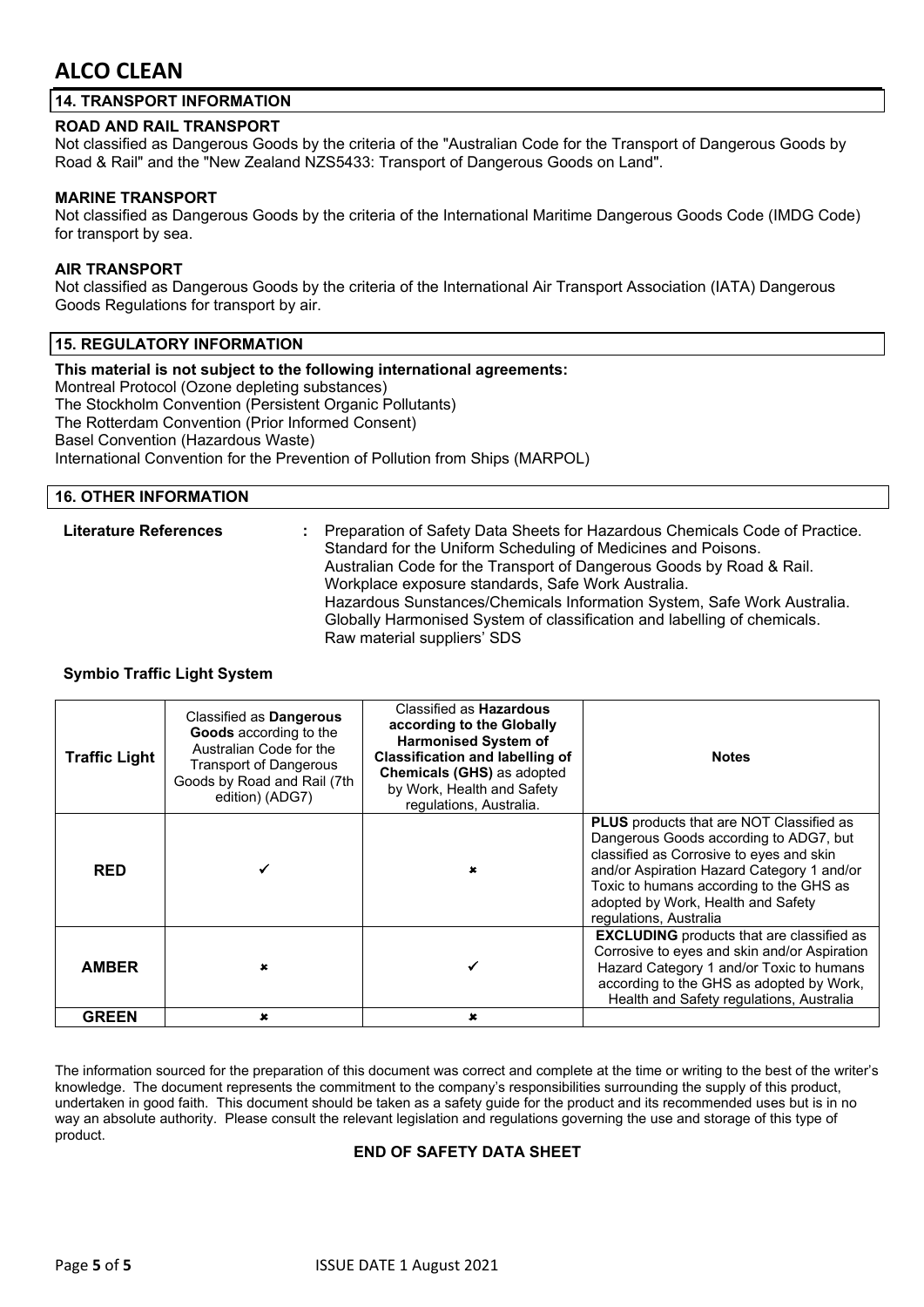## 14. TRANSPORT INFORMATION

**ROAD AND RAIL TRANSPORT**

Not classified as Dangerous Goods by the criteria of the "Australian Code for the Transport of Dangerous Goods by Road & Rail" and the "New Zealand NZS5433: Transport of Dangerous Goods on Land".

**MARINE TRANSPORT**

Not classified as Dangerous Goods by the criteria of the International Maritime Dangerous Goods Code (IMDG Code) for transport by sea.

**AIR TRANSPORT**

Not classified as Dangerous Goods by the criteria of the International Air Transport Association (IATA) Dangerous Goods Regulations for transport by air.

## 15. REGULATORY INFORMATION

**This material is not subject to the following international agreements:**

Montreal Protocol (Ozone depleting substances)
The Stockholm Convention (Persistent Organic Pollutants)
The Rotterdam Convention (Prior Informed Consent)
Basel Convention (Hazardous Waste)
International Convention for the Prevention of Pollution from Ships (MARPOL)

## 16. OTHER INFORMATION

**Literature References** : Preparation of Safety Data Sheets for Hazardous Chemicals Code of Practice.
Standard for the Uniform Scheduling of Medicines and Poisons.
Australian Code for the Transport of Dangerous Goods by Road & Rail.
Workplace exposure standards, Safe Work Australia.
Hazardous Sunstances/Chemicals Information System, Safe Work Australia.
Globally Harmonised System of classification and labelling of chemicals.
Raw material suppliers' SDS

**Symbio Traffic Light System**

| Traffic Light | Classified as **Dangerous Goods** according to the Australian Code for the Transport of Dangerous Goods by Road and Rail (7th edition) (ADG7) | Classified as **Hazardous according to the Globally Harmonised System of Classification and labelling of Chemicals (GHS)** as adopted by Work, Health and Safety regulations, Australia. | Notes |
|---|---|---|---|
| **RED** | ✓ | ✗ | **PLUS** products that are NOT Classified as Dangerous Goods according to ADG7, but classified as Corrosive to eyes and skin and/or Aspiration Hazard Category 1 and/or Toxic to humans according to the GHS as adopted by Work, Health and Safety regulations, Australia |
| **AMBER** | ✗ | ✓ | **EXCLUDING** products that are classified as Corrosive to eyes and skin and/or Aspiration Hazard Category 1 and/or Toxic to humans according to the GHS as adopted by Work, Health and Safety regulations, Australia |
| **GREEN** | ✗ | ✗ | |

The information sourced for the preparation of this document was correct and complete at the time or writing to the best of the writer's knowledge. The document represents the commitment to the company's responsibilities surrounding the supply of this product, undertaken in good faith. This document should be taken as a safety guide for the product and its recommended uses but is in no way an absolute authority. Please consult the relevant legislation and regulations governing the use and storage of this type of product.

**END OF SAFETY DATA SHEET**